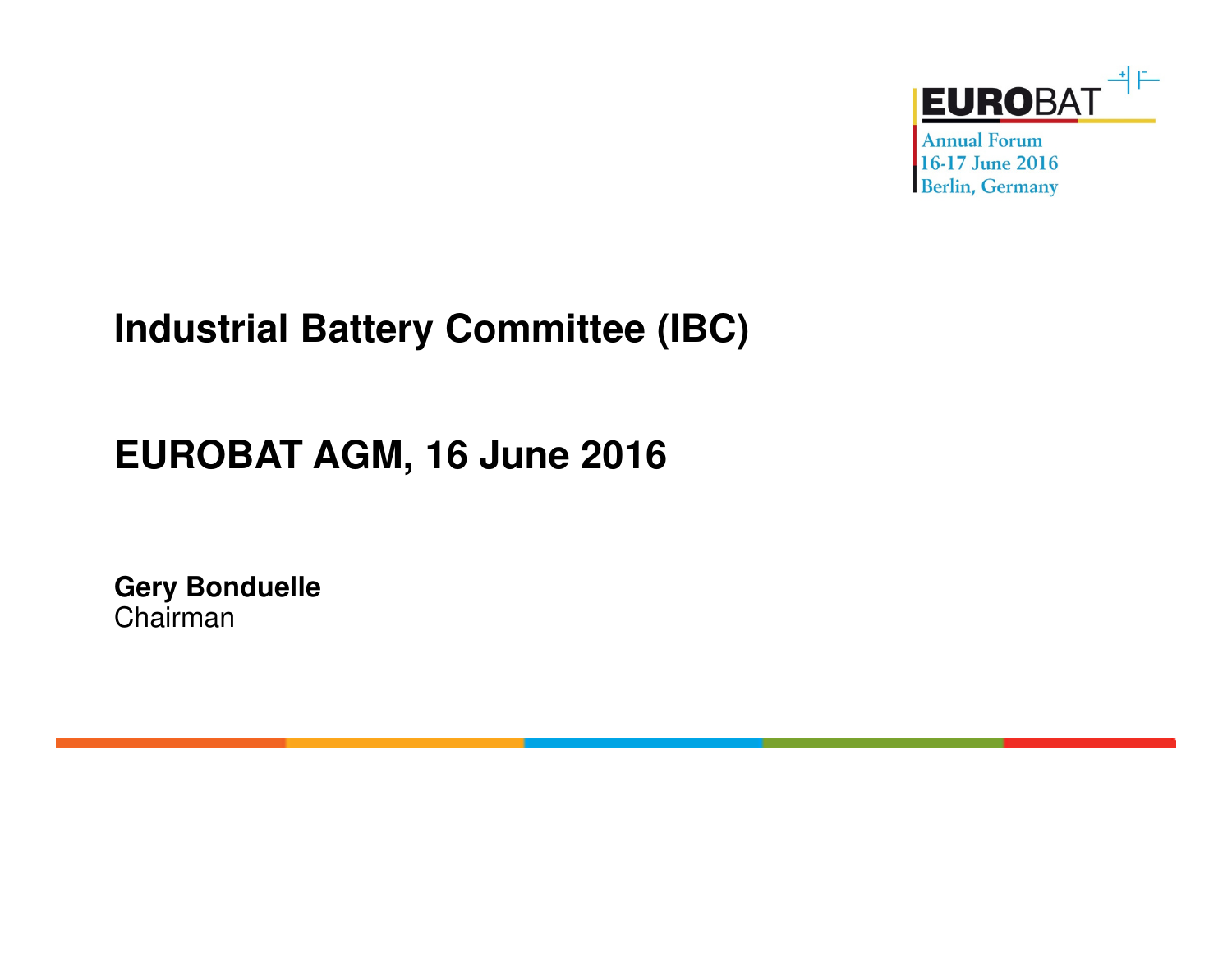EUROBAT

Annual Forum
16-17 June 2016
Berlin, Germany

# Industrial Battery Committee (IBC)

## EUROBAT AGM, 16 June 2016

**Gery Bonduelle**
Chairman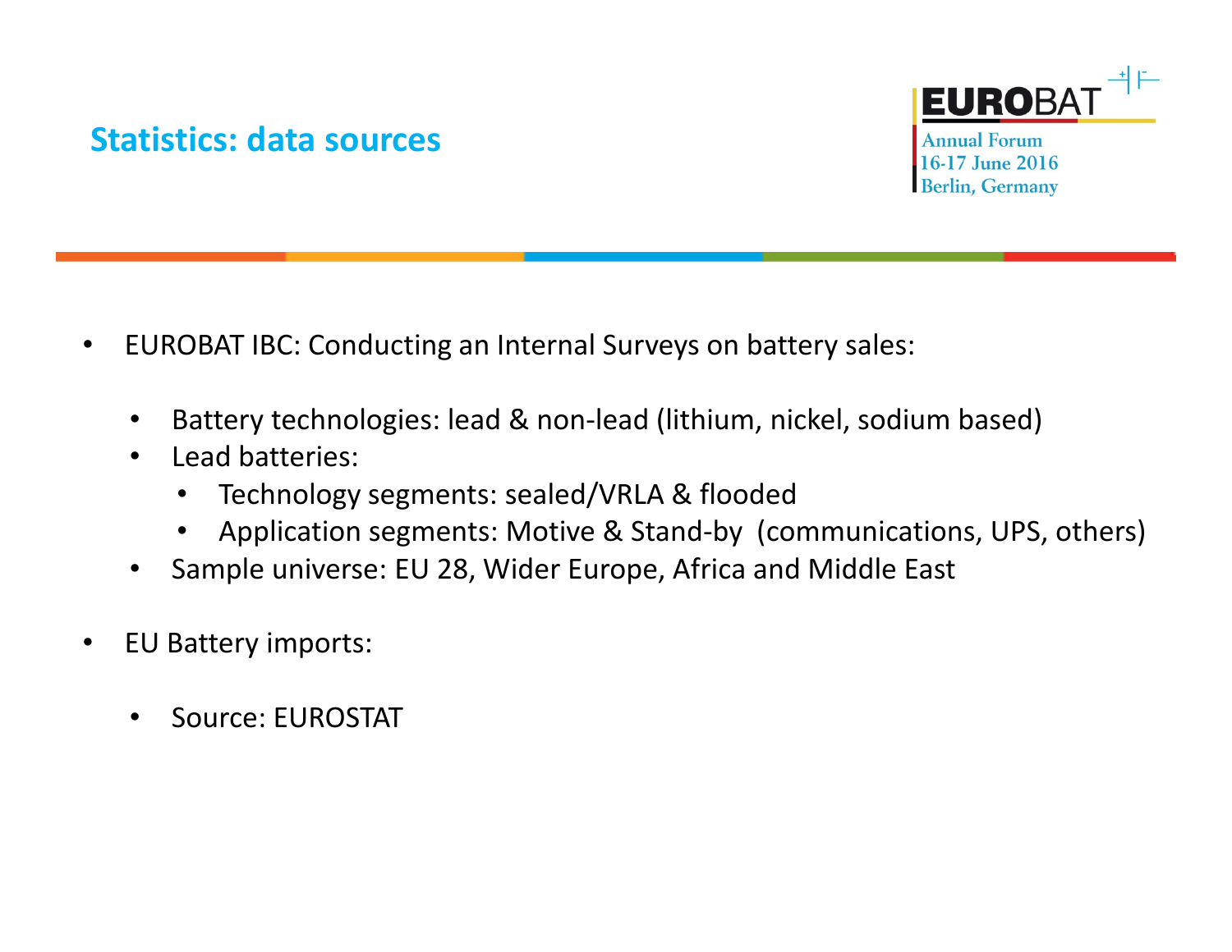## Statistics: data sources

- EUROBAT IBC: Conducting an Internal Surveys on battery sales:
  - Battery technologies: lead & non-lead (lithium, nickel, sodium based)
  - Lead batteries:
    - Technology segments: sealed/VRLA & flooded
    - Application segments: Motive & Stand-by (communications, UPS, others)
  - Sample universe: EU 28, Wider Europe, Africa and Middle East
- EU Battery imports:
  - Source: EUROSTAT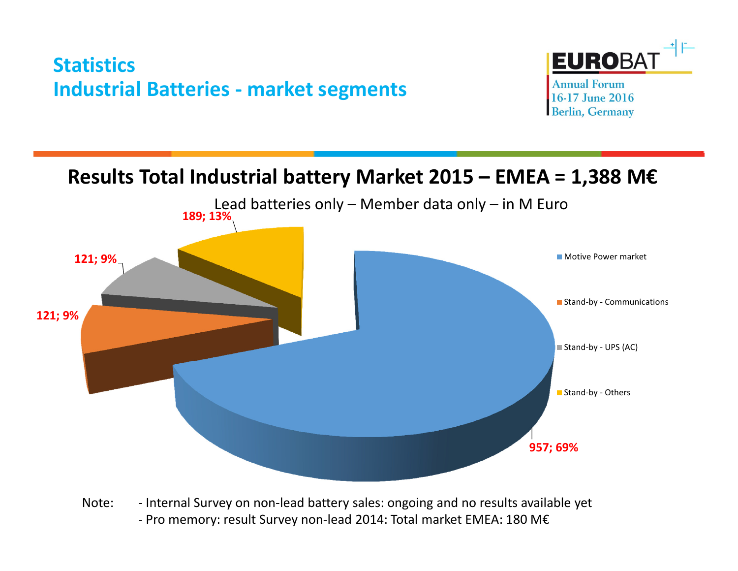# Statistics
# Industrial Batteries - market segments

EUROBAT Annual Forum 16-17 June 2016 Berlin, Germany

## Results Total Industrial battery Market 2015 – EMEA = 1,388 M€

Lead batteries only – Member data only – in M Euro

| Segment | M Euro | Share |
| --- | --- | --- |
| Motive Power market | 957 | 69% |
| Stand-by - Communications | 121 | 9% |
| Stand-by - UPS (AC) | 121 | 9% |
| Stand-by - Others | 189 | 13% |

Note:
- Internal Survey on non-lead battery sales: ongoing and no results available yet
- Pro memory: result Survey non-lead 2014: Total market EMEA: 180 M€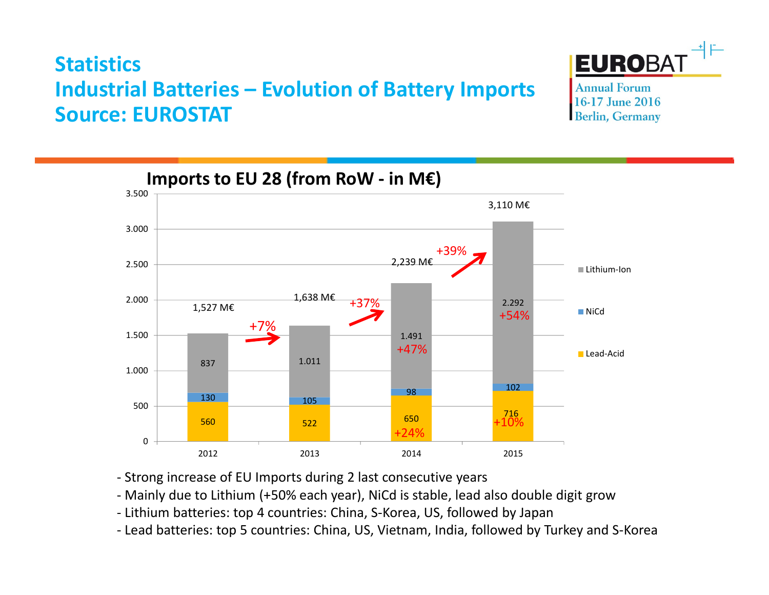# Statistics
# Industrial Batteries – Evolution of Battery Imports
# Source: EUROSTAT

EUROBAT
Annual Forum
16-17 June 2016
Berlin, Germany

## Imports to EU 28 (from RoW - in M€)

3.500
3.000
2.500
2.000
1.500
1.000
500
0

2012: 1,527 M€ — Lithium-Ion 837, NiCd 130, Lead-Acid 560

+7%

2013: 1,638 M€ — Lithium-Ion 1.011, NiCd 105, Lead-Acid 522

+37%

2014: 2,239 M€ — Lithium-Ion 1.491 +47%, NiCd 98, Lead-Acid 650 +24%

+39%

2015: 3,110 M€ — Lithium-Ion 2.292 +54%, NiCd 102, Lead-Acid 716 +10%

Lithium-Ion
NiCd
Lead-Acid

- Strong increase of EU Imports during 2 last consecutive years
- Mainly due to Lithium (+50% each year), NiCd is stable, lead also double digit grow
- Lithium batteries: top 4 countries: China, S-Korea, US, followed by Japan
- Lead batteries: top 5 countries: China, US, Vietnam, India, followed by Turkey and S-Korea